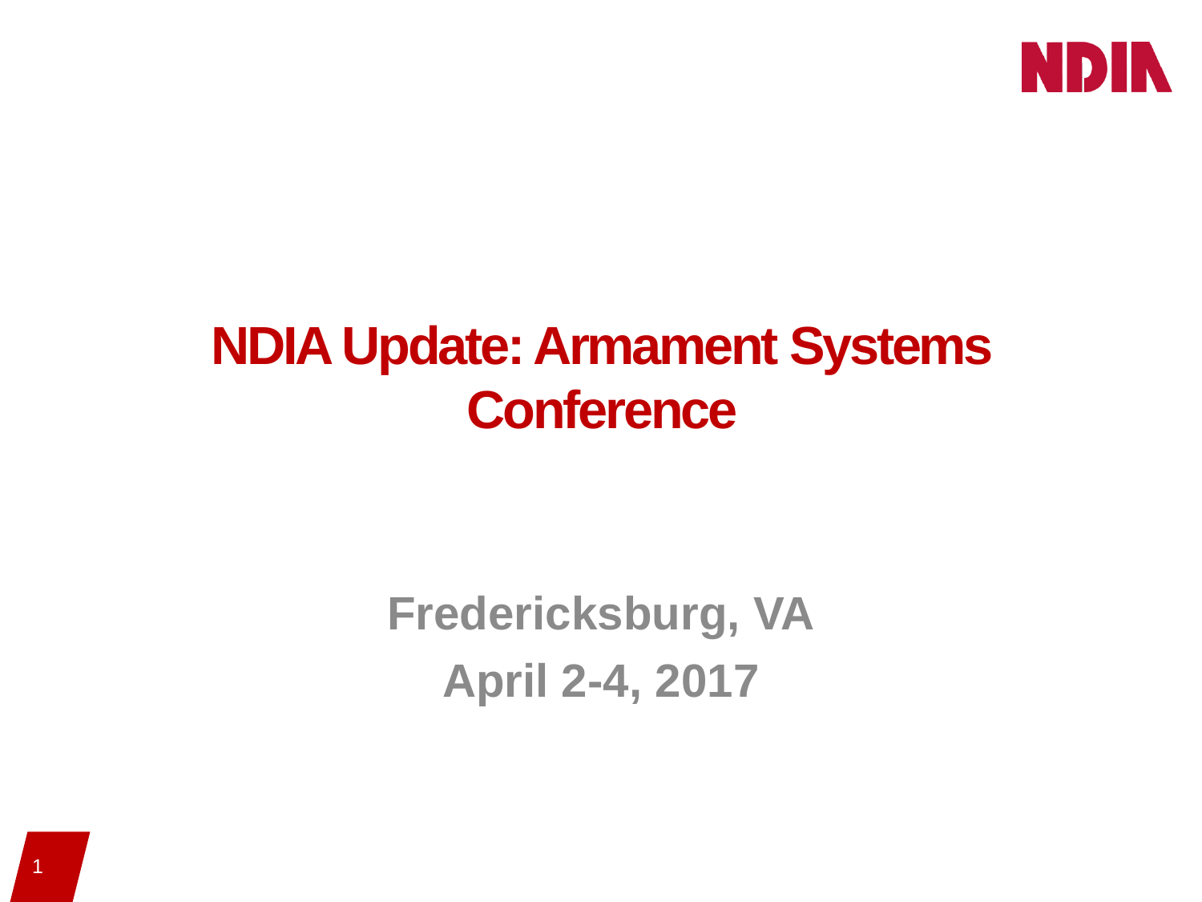# NDIA Update: Armament Systems Conference

**Fredericksburg, VA**

**April 2-4, 2017**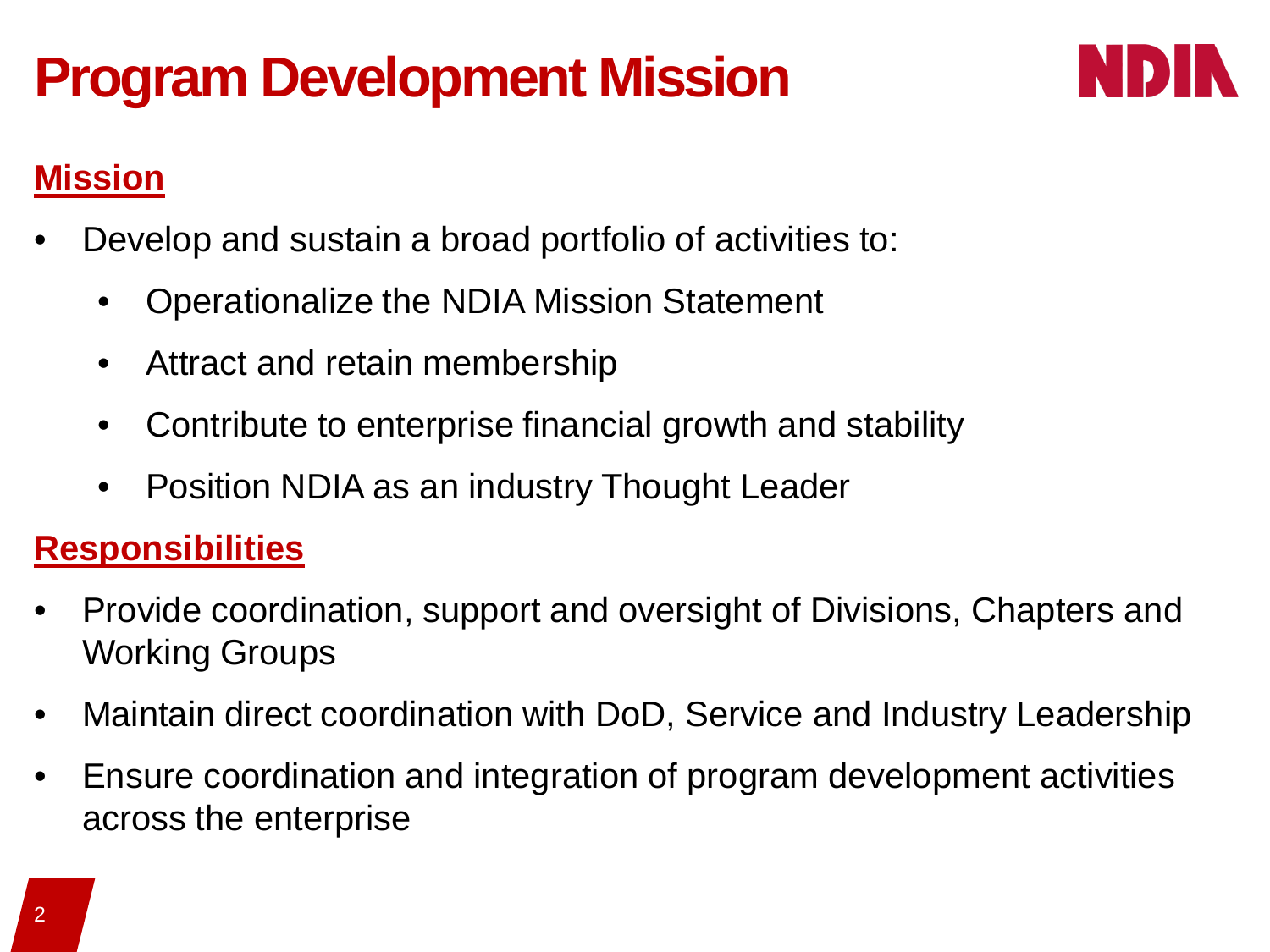# Program Development Mission

## Mission

- Develop and sustain a broad portfolio of activities to:
  - Operationalize the NDIA Mission Statement
  - Attract and retain membership
  - Contribute to enterprise financial growth and stability
  - Position NDIA as an industry Thought Leader

## Responsibilities

- Provide coordination, support and oversight of Divisions, Chapters and Working Groups
- Maintain direct coordination with DoD, Service and Industry Leadership
- Ensure coordination and integration of program development activities across the enterprise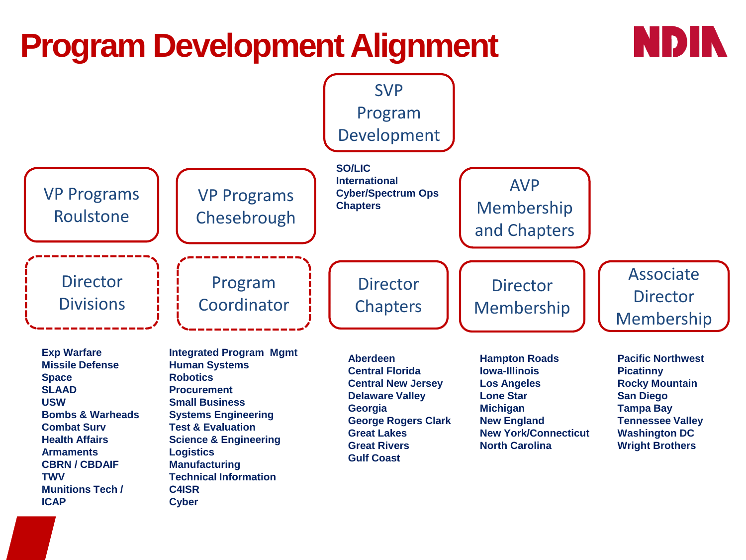# Program Development Alignment

NDIA

## SVP Program Development

- SO/LIC
- International
- Cyber/Spectrum Ops
- Chapters

### VP Programs Roulstone

**Director Divisions**

- Exp Warfare
- Missile Defense
- Space
- SLAAD
- USW
- Bombs & Warheads
- Combat Surv
- Health Affairs
- Armaments
- CBRN / CBDAIF
- TWV
- Munitions Tech / ICAP

### VP Programs Chesebrough

**Program Coordinator**

- Integrated Program Mgmt
- Human Systems
- Robotics
- Procurement
- Small Business
- Systems Engineering
- Test & Evaluation
- Science & Engineering
- Logistics
- Manufacturing
- Technical Information
- C4ISR
- Cyber

### Director Chapters

- Aberdeen
- Central Florida
- Central New Jersey
- Delaware Valley
- Georgia
- George Rogers Clark
- Great Lakes
- Great Rivers
- Gulf Coast

### AVP Membership and Chapters

**Director Membership**

- Hampton Roads
- Iowa-Illinois
- Los Angeles
- Lone Star
- Michigan
- New England
- New York/Connecticut
- North Carolina

**Associate Director Membership**

- Pacific Northwest
- Picatinny
- Rocky Mountain
- San Diego
- Tampa Bay
- Tennessee Valley
- Washington DC
- Wright Brothers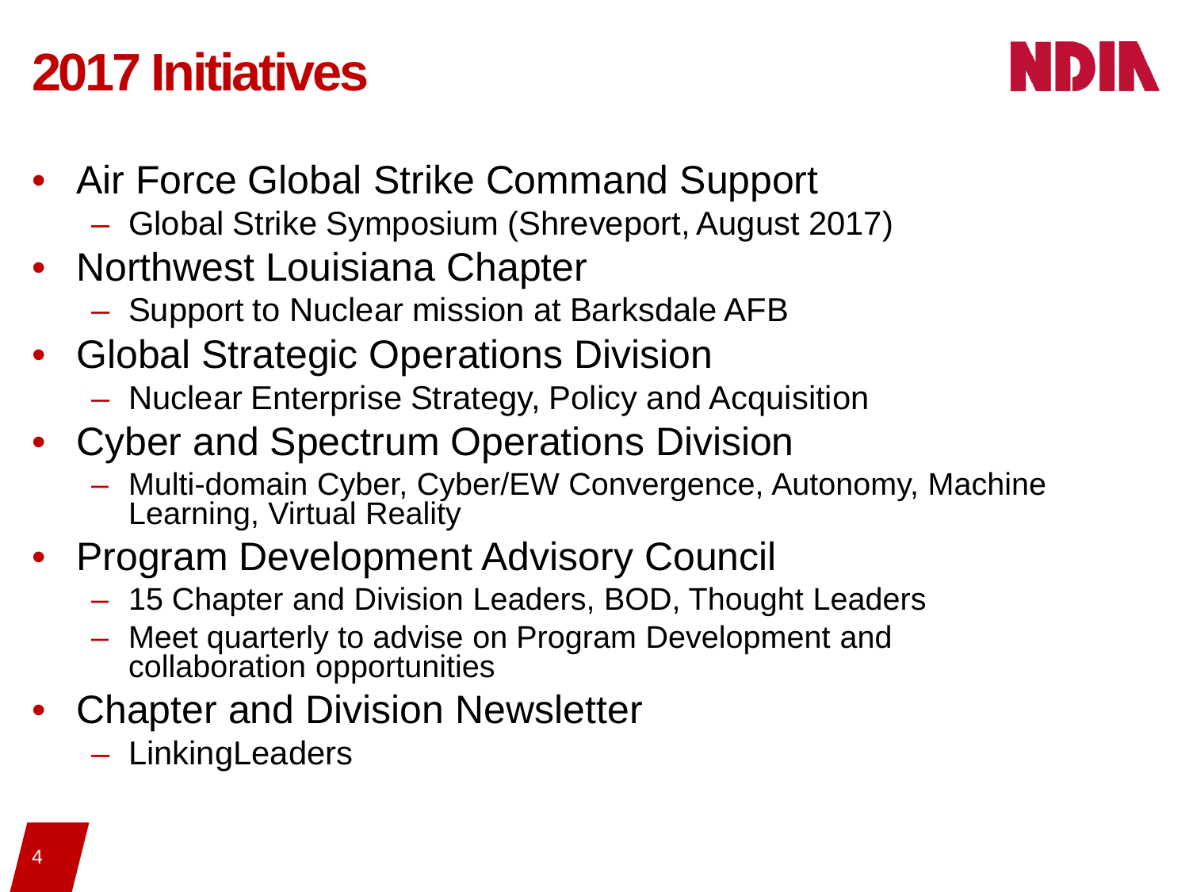# 2017 Initiatives

- Air Force Global Strike Command Support
  - Global Strike Symposium (Shreveport, August 2017)
- Northwest Louisiana Chapter
  - Support to Nuclear mission at Barksdale AFB
- Global Strategic Operations Division
  - Nuclear Enterprise Strategy, Policy and Acquisition
- Cyber and Spectrum Operations Division
  - Multi-domain Cyber, Cyber/EW Convergence, Autonomy, Machine Learning, Virtual Reality
- Program Development Advisory Council
  - 15 Chapter and Division Leaders, BOD, Thought Leaders
  - Meet quarterly to advise on Program Development and collaboration opportunities
- Chapter and Division Newsletter
  - LinkingLeaders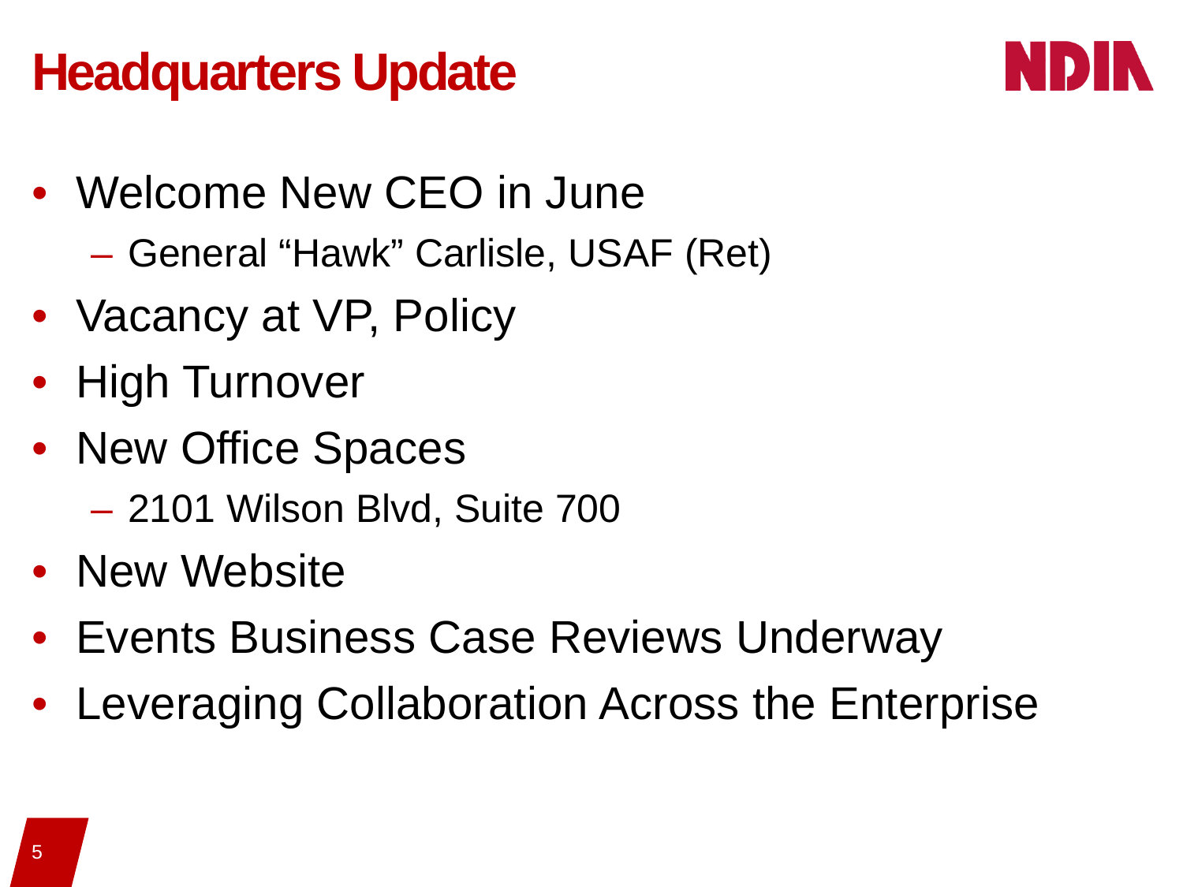# Headquarters Update

- Welcome New CEO in June
  - General "Hawk" Carlisle, USAF (Ret)
- Vacancy at VP, Policy
- High Turnover
- New Office Spaces
  - 2101 Wilson Blvd, Suite 700
- New Website
- Events Business Case Reviews Underway
- Leveraging Collaboration Across the Enterprise